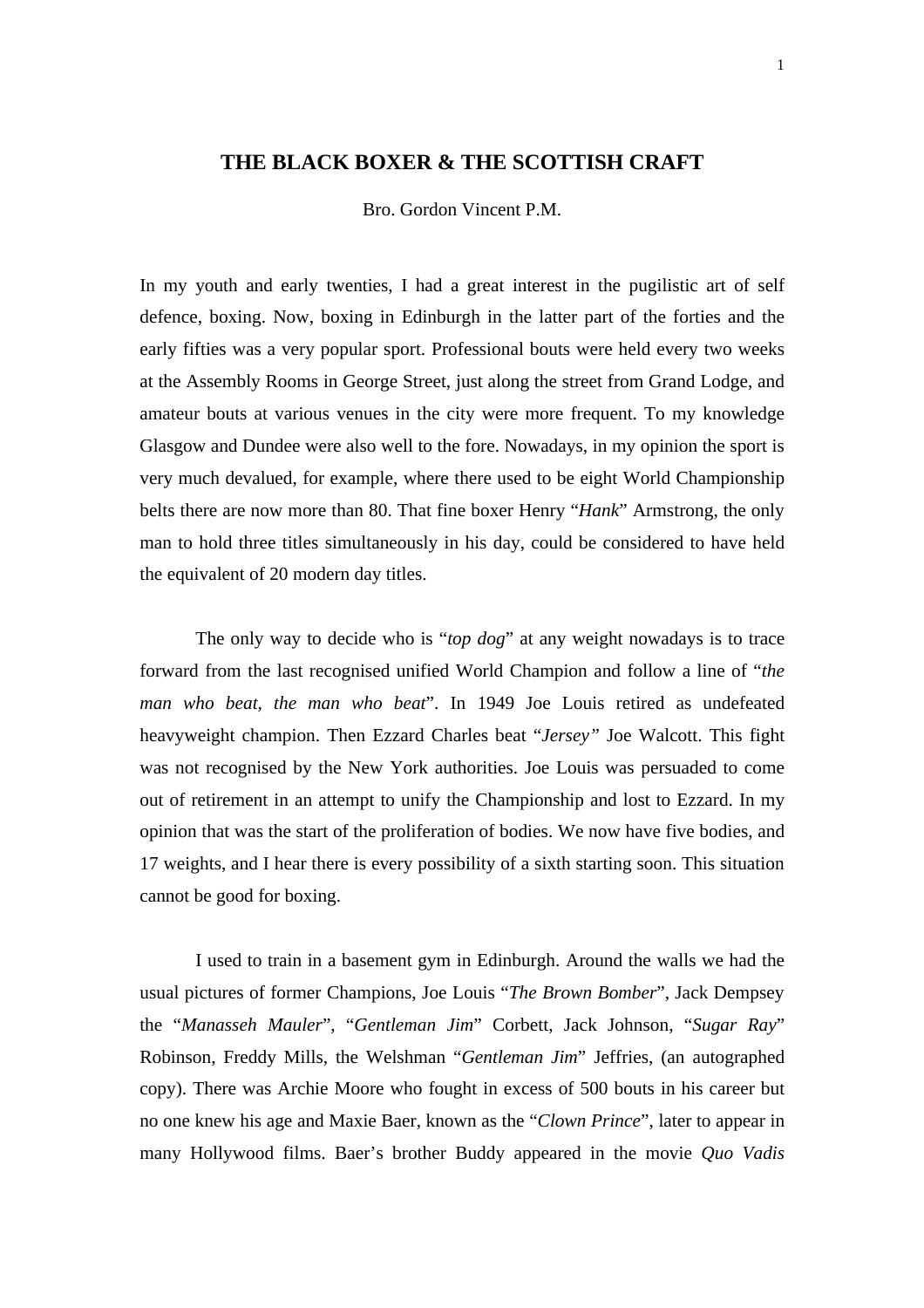# THE BLACK BOXER & THE SCOTTISH CRAFT

Bro. Gordon Vincent P.M.

In my youth and early twenties, I had a great interest in the pugilistic art of self defence, boxing. Now, boxing in Edinburgh in the latter part of the forties and the early fifties was a very popular sport. Professional bouts were held every two weeks at the Assembly Rooms in George Street, just along the street from Grand Lodge, and amateur bouts at various venues in the city were more frequent. To my knowledge Glasgow and Dundee were also well to the fore. Nowadays, in my opinion the sport is very much devalued, for example, where there used to be eight World Championship belts there are now more than 80. That fine boxer Henry "*Hank*" Armstrong, the only man to hold three titles simultaneously in his day, could be considered to have held the equivalent of 20 modern day titles.

The only way to decide who is "*top dog*" at any weight nowadays is to trace forward from the last recognised unified World Champion and follow a line of "*the man who beat, the man who beat*". In 1949 Joe Louis retired as undefeated heavyweight champion. Then Ezzard Charles beat "*Jersey"* Joe Walcott. This fight was not recognised by the New York authorities. Joe Louis was persuaded to come out of retirement in an attempt to unify the Championship and lost to Ezzard. In my opinion that was the start of the proliferation of bodies. We now have five bodies, and 17 weights, and I hear there is every possibility of a sixth starting soon. This situation cannot be good for boxing.

I used to train in a basement gym in Edinburgh. Around the walls we had the usual pictures of former Champions, Joe Louis "*The Brown Bomber*", Jack Dempsey the "*Manasseh Mauler*", "*Gentleman Jim*" Corbett, Jack Johnson, "*Sugar Ray*" Robinson, Freddy Mills, the Welshman "*Gentleman Jim*" Jeffries, (an autographed copy). There was Archie Moore who fought in excess of 500 bouts in his career but no one knew his age and Maxie Baer, known as the "*Clown Prince*", later to appear in many Hollywood films. Baer's brother Buddy appeared in the movie *Quo Vadis*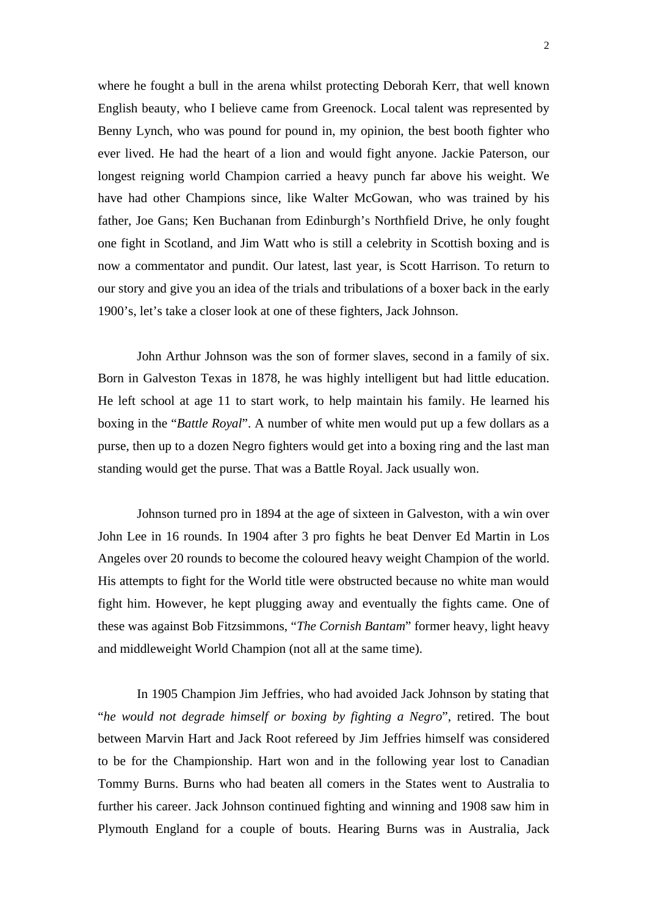where he fought a bull in the arena whilst protecting Deborah Kerr, that well known English beauty, who I believe came from Greenock. Local talent was represented by Benny Lynch, who was pound for pound in, my opinion, the best booth fighter who ever lived. He had the heart of a lion and would fight anyone. Jackie Paterson, our longest reigning world Champion carried a heavy punch far above his weight. We have had other Champions since, like Walter McGowan, who was trained by his father, Joe Gans; Ken Buchanan from Edinburgh's Northfield Drive, he only fought one fight in Scotland, and Jim Watt who is still a celebrity in Scottish boxing and is now a commentator and pundit. Our latest, last year, is Scott Harrison. To return to our story and give you an idea of the trials and tribulations of a boxer back in the early 1900's, let's take a closer look at one of these fighters, Jack Johnson.

John Arthur Johnson was the son of former slaves, second in a family of six. Born in Galveston Texas in 1878, he was highly intelligent but had little education. He left school at age 11 to start work, to help maintain his family. He learned his boxing in the "*Battle Royal*". A number of white men would put up a few dollars as a purse, then up to a dozen Negro fighters would get into a boxing ring and the last man standing would get the purse. That was a Battle Royal. Jack usually won.

Johnson turned pro in 1894 at the age of sixteen in Galveston, with a win over John Lee in 16 rounds. In 1904 after 3 pro fights he beat Denver Ed Martin in Los Angeles over 20 rounds to become the coloured heavy weight Champion of the world. His attempts to fight for the World title were obstructed because no white man would fight him. However, he kept plugging away and eventually the fights came. One of these was against Bob Fitzsimmons, "*The Cornish Bantam*" former heavy, light heavy and middleweight World Champion (not all at the same time).

In 1905 Champion Jim Jeffries, who had avoided Jack Johnson by stating that "*he would not degrade himself or boxing by fighting a Negro*", retired. The bout between Marvin Hart and Jack Root refereed by Jim Jeffries himself was considered to be for the Championship. Hart won and in the following year lost to Canadian Tommy Burns. Burns who had beaten all comers in the States went to Australia to further his career. Jack Johnson continued fighting and winning and 1908 saw him in Plymouth England for a couple of bouts. Hearing Burns was in Australia, Jack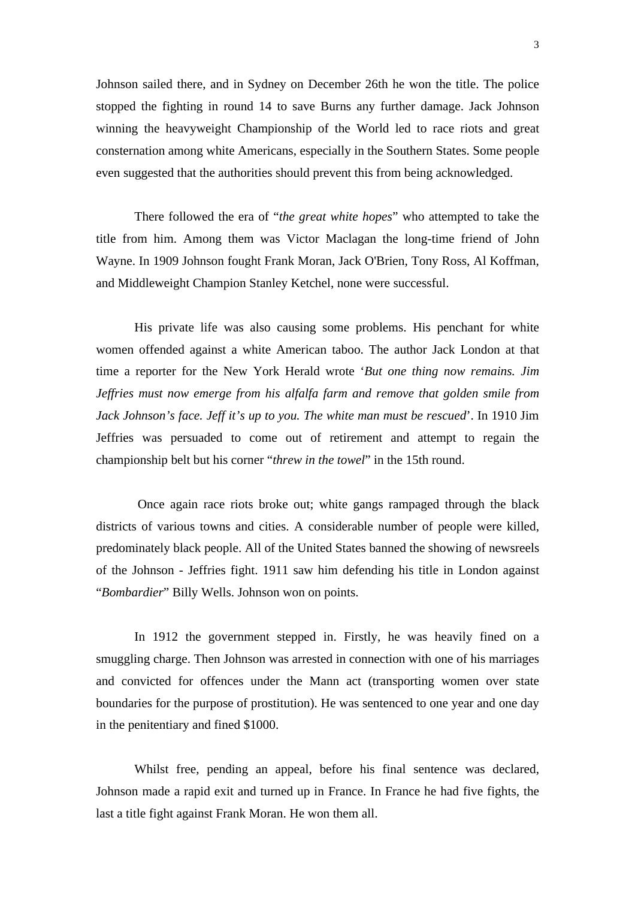Johnson sailed there, and in Sydney on December 26th he won the title. The police stopped the fighting in round 14 to save Burns any further damage. Jack Johnson winning the heavyweight Championship of the World led to race riots and great consternation among white Americans, especially in the Southern States. Some people even suggested that the authorities should prevent this from being acknowledged.

There followed the era of "*the great white hopes*" who attempted to take the title from him. Among them was Victor Maclagan the long-time friend of John Wayne. In 1909 Johnson fought Frank Moran, Jack O'Brien, Tony Ross, Al Koffman, and Middleweight Champion Stanley Ketchel, none were successful.

His private life was also causing some problems. His penchant for white women offended against a white American taboo. The author Jack London at that time a reporter for the New York Herald wrote '*But one thing now remains. Jim Jeffries must now emerge from his alfalfa farm and remove that golden smile from Jack Johnson's face. Jeff it's up to you. The white man must be rescued*'. In 1910 Jim Jeffries was persuaded to come out of retirement and attempt to regain the championship belt but his corner "*threw in the towel*" in the 15th round.

Once again race riots broke out; white gangs rampaged through the black districts of various towns and cities. A considerable number of people were killed, predominately black people. All of the United States banned the showing of newsreels of the Johnson - Jeffries fight. 1911 saw him defending his title in London against "*Bombardier*" Billy Wells. Johnson won on points.

In 1912 the government stepped in. Firstly, he was heavily fined on a smuggling charge. Then Johnson was arrested in connection with one of his marriages and convicted for offences under the Mann act (transporting women over state boundaries for the purpose of prostitution). He was sentenced to one year and one day in the penitentiary and fined $1000.

Whilst free, pending an appeal, before his final sentence was declared, Johnson made a rapid exit and turned up in France. In France he had five fights, the last a title fight against Frank Moran. He won them all.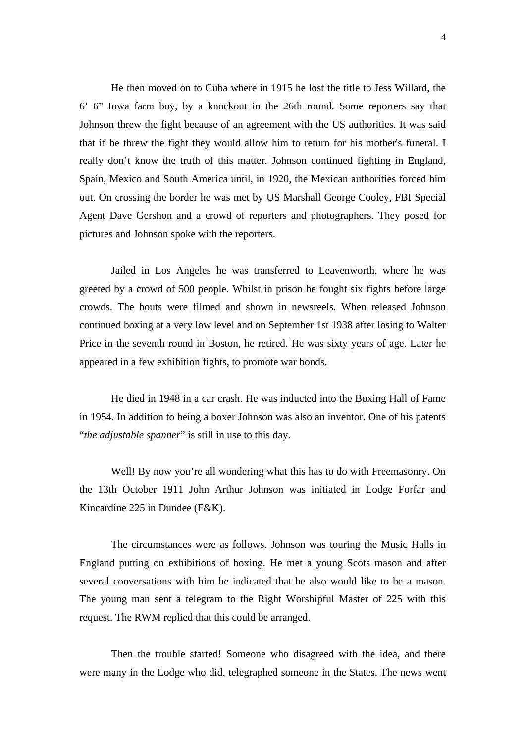He then moved on to Cuba where in 1915 he lost the title to Jess Willard, the 6’ 6” Iowa farm boy, by a knockout in the 26th round. Some reporters say that Johnson threw the fight because of an agreement with the US authorities. It was said that if he threw the fight they would allow him to return for his mother's funeral. I really don’t know the truth of this matter. Johnson continued fighting in England, Spain, Mexico and South America until, in 1920, the Mexican authorities forced him out. On crossing the border he was met by US Marshall George Cooley, FBI Special Agent Dave Gershon and a crowd of reporters and photographers. They posed for pictures and Johnson spoke with the reporters.

Jailed in Los Angeles he was transferred to Leavenworth, where he was greeted by a crowd of 500 people. Whilst in prison he fought six fights before large crowds. The bouts were filmed and shown in newsreels. When released Johnson continued boxing at a very low level and on September 1st 1938 after losing to Walter Price in the seventh round in Boston, he retired. He was sixty years of age. Later he appeared in a few exhibition fights, to promote war bonds.

He died in 1948 in a car crash. He was inducted into the Boxing Hall of Fame in 1954. In addition to being a boxer Johnson was also an inventor. One of his patents “*the adjustable spanner*” is still in use to this day.

Well! By now you’re all wondering what this has to do with Freemasonry. On the 13th October 1911 John Arthur Johnson was initiated in Lodge Forfar and Kincardine 225 in Dundee (F&K).

The circumstances were as follows. Johnson was touring the Music Halls in England putting on exhibitions of boxing. He met a young Scots mason and after several conversations with him he indicated that he also would like to be a mason. The young man sent a telegram to the Right Worshipful Master of 225 with this request. The RWM replied that this could be arranged.

Then the trouble started! Someone who disagreed with the idea, and there were many in the Lodge who did, telegraphed someone in the States. The news went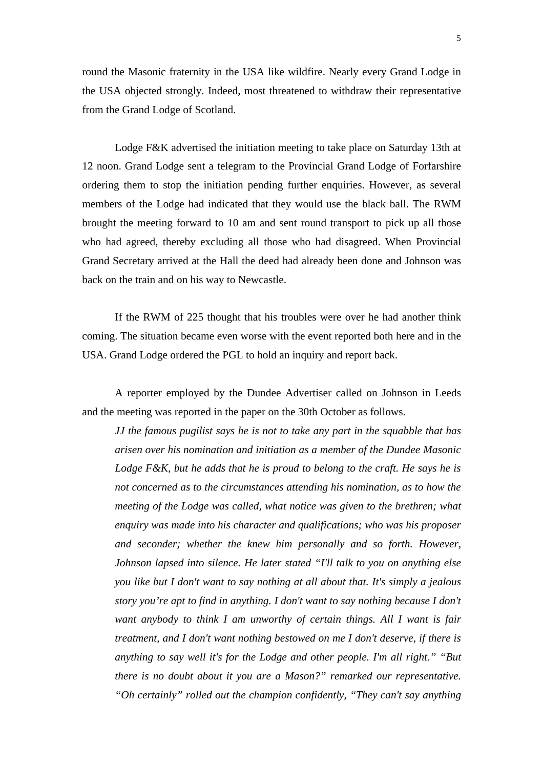round the Masonic fraternity in the USA like wildfire. Nearly every Grand Lodge in the USA objected strongly. Indeed, most threatened to withdraw their representative from the Grand Lodge of Scotland.

Lodge F&K advertised the initiation meeting to take place on Saturday 13th at 12 noon. Grand Lodge sent a telegram to the Provincial Grand Lodge of Forfarshire ordering them to stop the initiation pending further enquiries. However, as several members of the Lodge had indicated that they would use the black ball. The RWM brought the meeting forward to 10 am and sent round transport to pick up all those who had agreed, thereby excluding all those who had disagreed. When Provincial Grand Secretary arrived at the Hall the deed had already been done and Johnson was back on the train and on his way to Newcastle.

If the RWM of 225 thought that his troubles were over he had another think coming. The situation became even worse with the event reported both here and in the USA. Grand Lodge ordered the PGL to hold an inquiry and report back.

A reporter employed by the Dundee Advertiser called on Johnson in Leeds and the meeting was reported in the paper on the 30th October as follows.

> *JJ the famous pugilist says he is not to take any part in the squabble that has arisen over his nomination and initiation as a member of the Dundee Masonic Lodge F&K, but he adds that he is proud to belong to the craft. He says he is not concerned as to the circumstances attending his nomination, as to how the meeting of the Lodge was called, what notice was given to the brethren; what enquiry was made into his character and qualifications; who was his proposer and seconder; whether the knew him personally and so forth. However, Johnson lapsed into silence. He later stated "I'll talk to you on anything else you like but I don't want to say nothing at all about that. It's simply a jealous story you're apt to find in anything. I don't want to say nothing because I don't want anybody to think I am unworthy of certain things. All I want is fair treatment, and I don't want nothing bestowed on me I don't deserve, if there is anything to say well it's for the Lodge and other people. I'm all right." "But there is no doubt about it you are a Mason?" remarked our representative. "Oh certainly" rolled out the champion confidently, "They can't say anything*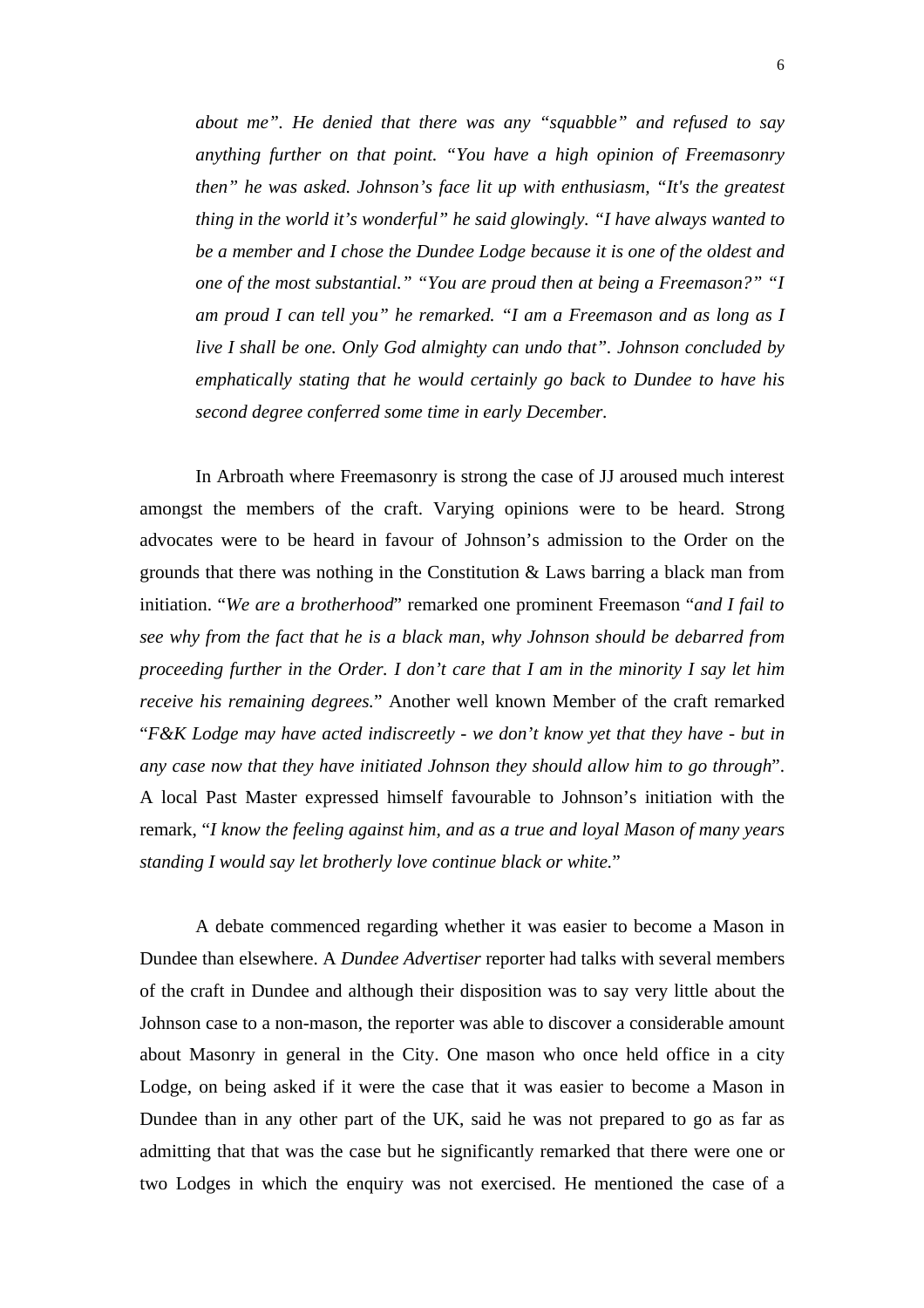> *about me". He denied that there was any "squabble" and refused to say anything further on that point. "You have a high opinion of Freemasonry then" he was asked. Johnson's face lit up with enthusiasm, "It's the greatest thing in the world it's wonderful" he said glowingly. "I have always wanted to be a member and I chose the Dundee Lodge because it is one of the oldest and one of the most substantial." "You are proud then at being a Freemason?" "I am proud I can tell you" he remarked. "I am a Freemason and as long as I live I shall be one. Only God almighty can undo that". Johnson concluded by emphatically stating that he would certainly go back to Dundee to have his second degree conferred some time in early December.*

In Arbroath where Freemasonry is strong the case of JJ aroused much interest amongst the members of the craft. Varying opinions were to be heard. Strong advocates were to be heard in favour of Johnson's admission to the Order on the grounds that there was nothing in the Constitution & Laws barring a black man from initiation. "*We are a brotherhood*" remarked one prominent Freemason "*and I fail to see why from the fact that he is a black man, why Johnson should be debarred from proceeding further in the Order. I don't care that I am in the minority I say let him receive his remaining degrees.*" Another well known Member of the craft remarked "*F&K Lodge may have acted indiscreetly - we don't know yet that they have - but in any case now that they have initiated Johnson they should allow him to go through*". A local Past Master expressed himself favourable to Johnson's initiation with the remark, "*I know the feeling against him, and as a true and loyal Mason of many years standing I would say let brotherly love continue black or white.*"

A debate commenced regarding whether it was easier to become a Mason in Dundee than elsewhere. A *Dundee Advertiser* reporter had talks with several members of the craft in Dundee and although their disposition was to say very little about the Johnson case to a non-mason, the reporter was able to discover a considerable amount about Masonry in general in the City. One mason who once held office in a city Lodge, on being asked if it were the case that it was easier to become a Mason in Dundee than in any other part of the UK, said he was not prepared to go as far as admitting that that was the case but he significantly remarked that there were one or two Lodges in which the enquiry was not exercised. He mentioned the case of a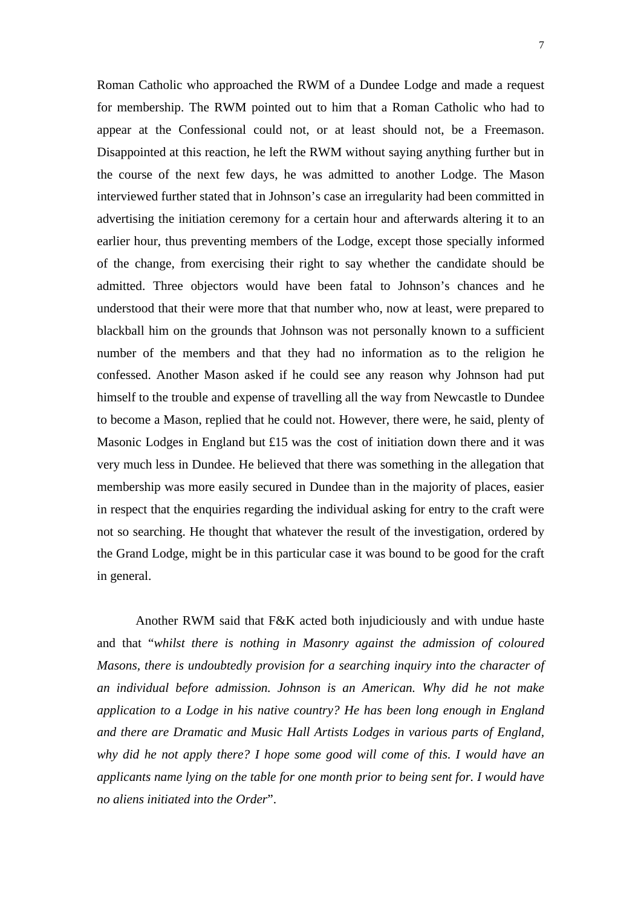Roman Catholic who approached the RWM of a Dundee Lodge and made a request for membership. The RWM pointed out to him that a Roman Catholic who had to appear at the Confessional could not, or at least should not, be a Freemason. Disappointed at this reaction, he left the RWM without saying anything further but in the course of the next few days, he was admitted to another Lodge. The Mason interviewed further stated that in Johnson's case an irregularity had been committed in advertising the initiation ceremony for a certain hour and afterwards altering it to an earlier hour, thus preventing members of the Lodge, except those specially informed of the change, from exercising their right to say whether the candidate should be admitted. Three objectors would have been fatal to Johnson's chances and he understood that their were more that that number who, now at least, were prepared to blackball him on the grounds that Johnson was not personally known to a sufficient number of the members and that they had no information as to the religion he confessed. Another Mason asked if he could see any reason why Johnson had put himself to the trouble and expense of travelling all the way from Newcastle to Dundee to become a Mason, replied that he could not. However, there were, he said, plenty of Masonic Lodges in England but £15 was the cost of initiation down there and it was very much less in Dundee. He believed that there was something in the allegation that membership was more easily secured in Dundee than in the majority of places, easier in respect that the enquiries regarding the individual asking for entry to the craft were not so searching. He thought that whatever the result of the investigation, ordered by the Grand Lodge, might be in this particular case it was bound to be good for the craft in general.

Another RWM said that F&K acted both injudiciously and with undue haste and that "*whilst there is nothing in Masonry against the admission of coloured Masons, there is undoubtedly provision for a searching inquiry into the character of an individual before admission. Johnson is an American. Why did he not make application to a Lodge in his native country? He has been long enough in England and there are Dramatic and Music Hall Artists Lodges in various parts of England, why did he not apply there? I hope some good will come of this. I would have an applicants name lying on the table for one month prior to being sent for. I would have no aliens initiated into the Order*".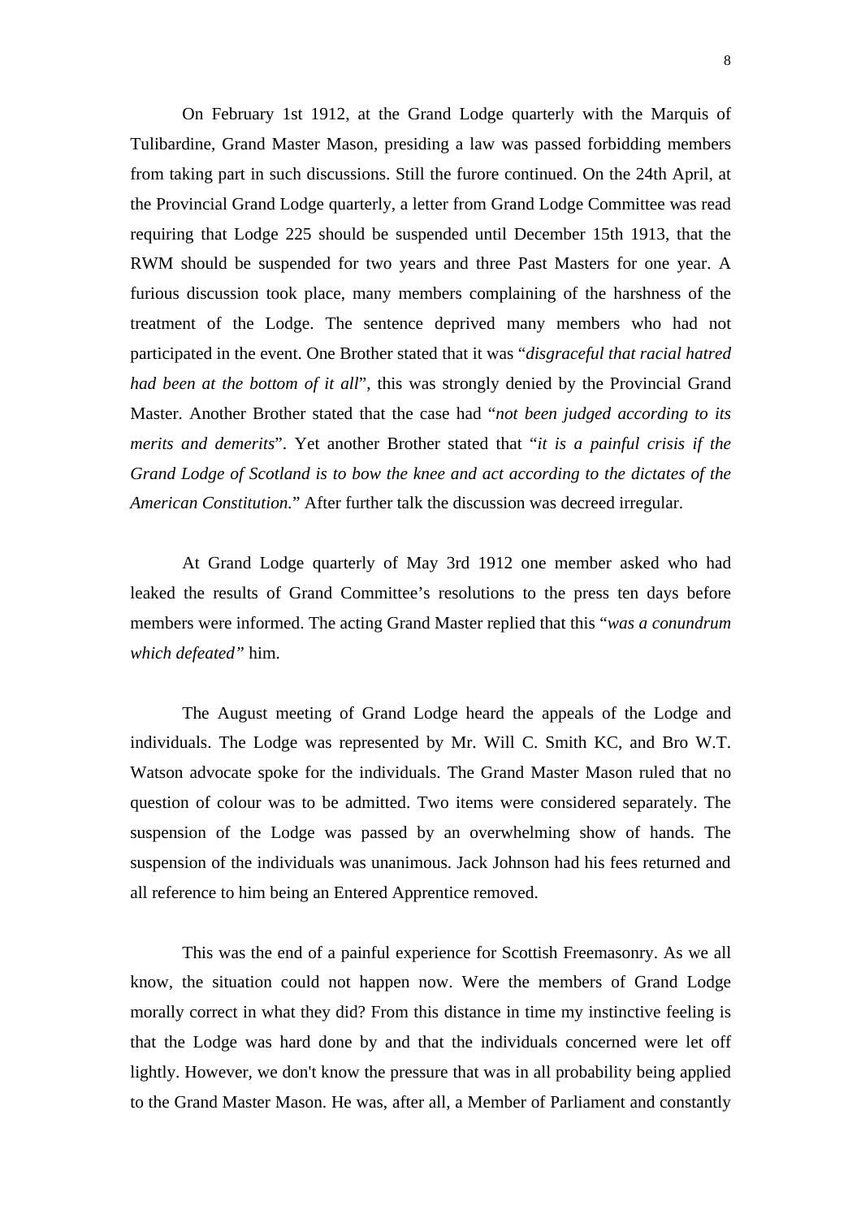On February 1st 1912, at the Grand Lodge quarterly with the Marquis of Tulibardine, Grand Master Mason, presiding a law was passed forbidding members from taking part in such discussions. Still the furore continued. On the 24th April, at the Provincial Grand Lodge quarterly, a letter from Grand Lodge Committee was read requiring that Lodge 225 should be suspended until December 15th 1913, that the RWM should be suspended for two years and three Past Masters for one year. A furious discussion took place, many members complaining of the harshness of the treatment of the Lodge. The sentence deprived many members who had not participated in the event. One Brother stated that it was "*disgraceful that racial hatred had been at the bottom of it all*", this was strongly denied by the Provincial Grand Master. Another Brother stated that the case had "*not been judged according to its merits and demerits*". Yet another Brother stated that "*it is a painful crisis if the Grand Lodge of Scotland is to bow the knee and act according to the dictates of the American Constitution.*" After further talk the discussion was decreed irregular.

At Grand Lodge quarterly of May 3rd 1912 one member asked who had leaked the results of Grand Committee's resolutions to the press ten days before members were informed. The acting Grand Master replied that this "*was a conundrum which defeated"* him.

The August meeting of Grand Lodge heard the appeals of the Lodge and individuals. The Lodge was represented by Mr. Will C. Smith KC, and Bro W.T. Watson advocate spoke for the individuals. The Grand Master Mason ruled that no question of colour was to be admitted. Two items were considered separately. The suspension of the Lodge was passed by an overwhelming show of hands. The suspension of the individuals was unanimous. Jack Johnson had his fees returned and all reference to him being an Entered Apprentice removed.

This was the end of a painful experience for Scottish Freemasonry. As we all know, the situation could not happen now. Were the members of Grand Lodge morally correct in what they did? From this distance in time my instinctive feeling is that the Lodge was hard done by and that the individuals concerned were let off lightly. However, we don't know the pressure that was in all probability being applied to the Grand Master Mason. He was, after all, a Member of Parliament and constantly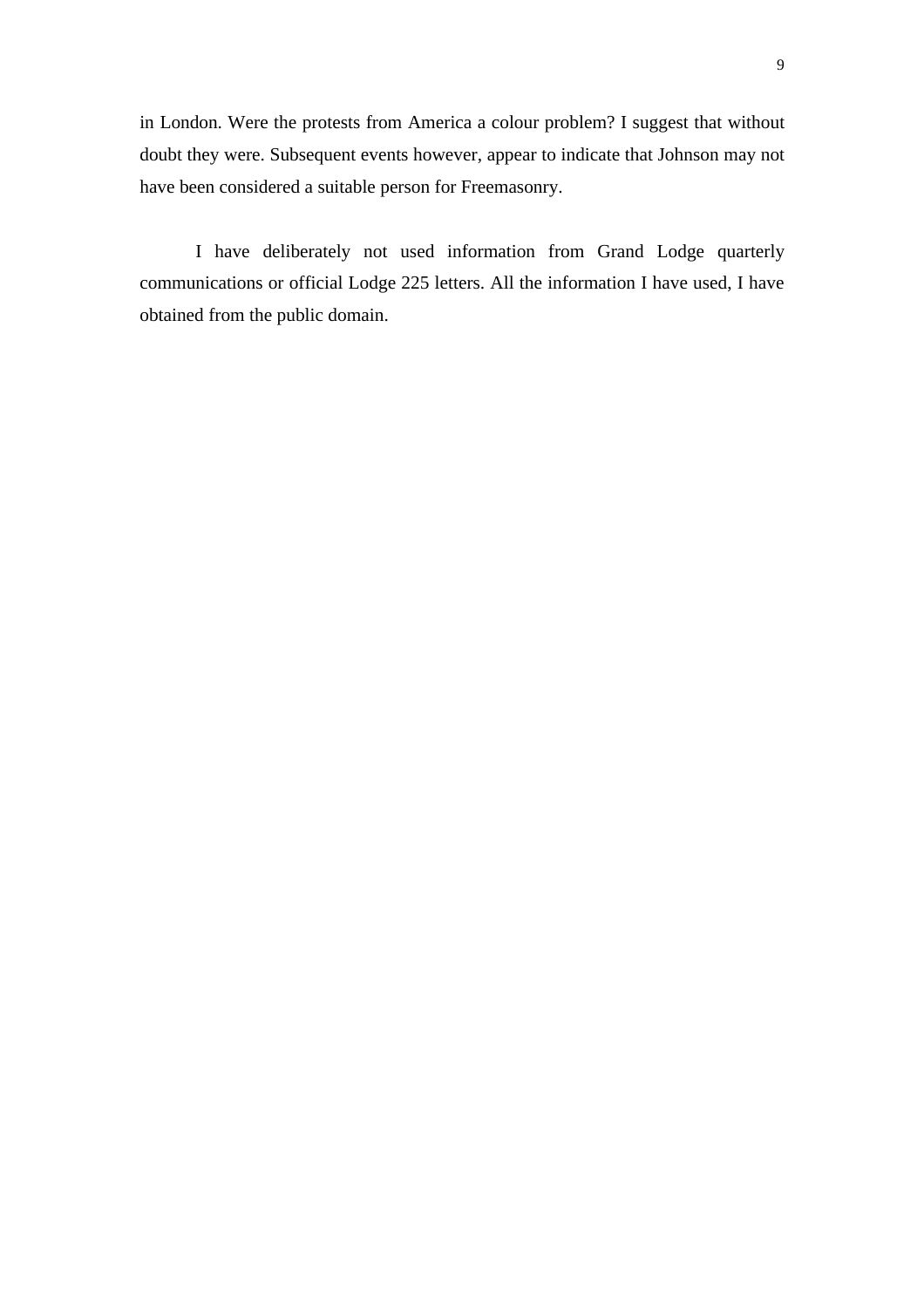in London. Were the protests from America a colour problem? I suggest that without doubt they were. Subsequent events however, appear to indicate that Johnson may not have been considered a suitable person for Freemasonry.

I have deliberately not used information from Grand Lodge quarterly communications or official Lodge 225 letters. All the information I have used, I have obtained from the public domain.